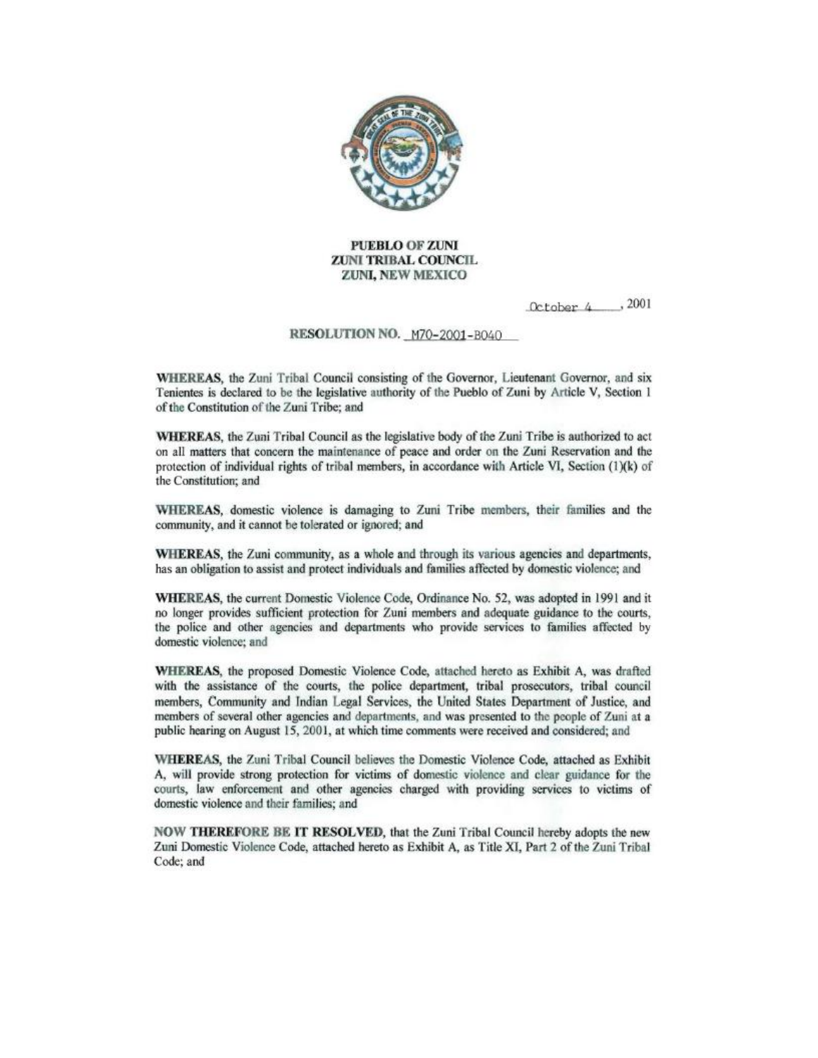**PUEBLO OF ZUNI**
**ZUNI TRIBAL COUNCIL**
**ZUNI, NEW MEXICO**

October 4, 2001

**RESOLUTION NO.** M70-2001-B040

**WHEREAS,** the Zuni Tribal Council consisting of the Governor, Lieutenant Governor, and six Tenientes is declared to be the legislative authority of the Pueblo of Zuni by Article V, Section 1 of the Constitution of the Zuni Tribe; and

**WHEREAS,** the Zuni Tribal Council as the legislative body of the Zuni Tribe is authorized to act on all matters that concern the maintenance of peace and order on the Zuni Reservation and the protection of individual rights of tribal members, in accordance with Article VI, Section (1)(k) of the Constitution; and

**WHEREAS,** domestic violence is damaging to Zuni Tribe members, their families and the community, and it cannot be tolerated or ignored; and

**WHEREAS,** the Zuni community, as a whole and through its various agencies and departments, has an obligation to assist and protect individuals and families affected by domestic violence; and

**WHEREAS,** the current Domestic Violence Code, Ordinance No. 52, was adopted in 1991 and it no longer provides sufficient protection for Zuni members and adequate guidance to the courts, the police and other agencies and departments who provide services to families affected by domestic violence; and

**WHEREAS,** the proposed Domestic Violence Code, attached hereto as Exhibit A, was drafted with the assistance of the courts, the police department, tribal prosecutors, tribal council members, Community and Indian Legal Services, the United States Department of Justice, and members of several other agencies and departments, and was presented to the people of Zuni at a public hearing on August 15, 2001, at which time comments were received and considered; and

**WHEREAS,** the Zuni Tribal Council believes the Domestic Violence Code, attached as Exhibit A, will provide strong protection for victims of domestic violence and clear guidance for the courts, law enforcement and other agencies charged with providing services to victims of domestic violence and their families; and

**NOW THEREFORE BE IT RESOLVED,** that the Zuni Tribal Council hereby adopts the new Zuni Domestic Violence Code, attached hereto as Exhibit A, as Title XI, Part 2 of the Zuni Tribal Code; and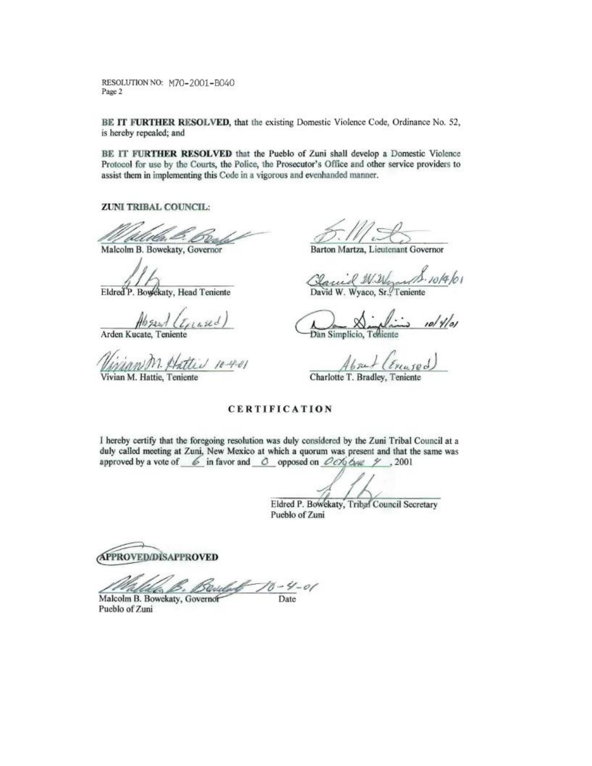RESOLUTION NO: M70-2001-B040
Page 2

**BE IT FURTHER RESOLVED**, that the existing Domestic Violence Code, Ordinance No. 52, is hereby repealed; and

**BE IT FURTHER RESOLVED** that the Pueblo of Zuni shall develop a Domestic Violence Protocol for use by the Courts, the Police, the Prosecutor's Office and other service providers to assist them in implementing this Code in a vigorous and evenhanded manner.

**ZUNI TRIBAL COUNCIL:**

Malcolm B. Bowekaty, Governor

Barton Martza, Lieutenant Governor

Eldred P. Bowekaty, Head Teniente

10/4/01
David W. Wyaco, Sr., Teniente

Absent (Excused)
Arden Kucate, Teniente

10/4/01
Dan Simplicio, Teniente

10-4-01
Vivian M. Hattie, Teniente

Absent (Excused)
Charlotte T. Bradley, Teniente

## CERTIFICATION

I hereby certify that the foregoing resolution was duly considered by the Zuni Tribal Council at a duly called meeting at Zuni, New Mexico at which a quorum was present and that the same was approved by a vote of 6 in favor and 0 opposed on October 4, 2001

Eldred P. Bowekaty, Tribal Council Secretary
Pueblo of Zuni

**APPROVED/DISAPPROVED**

10-4-01
Malcolm B. Bowekaty, Governor — Date
Pueblo of Zuni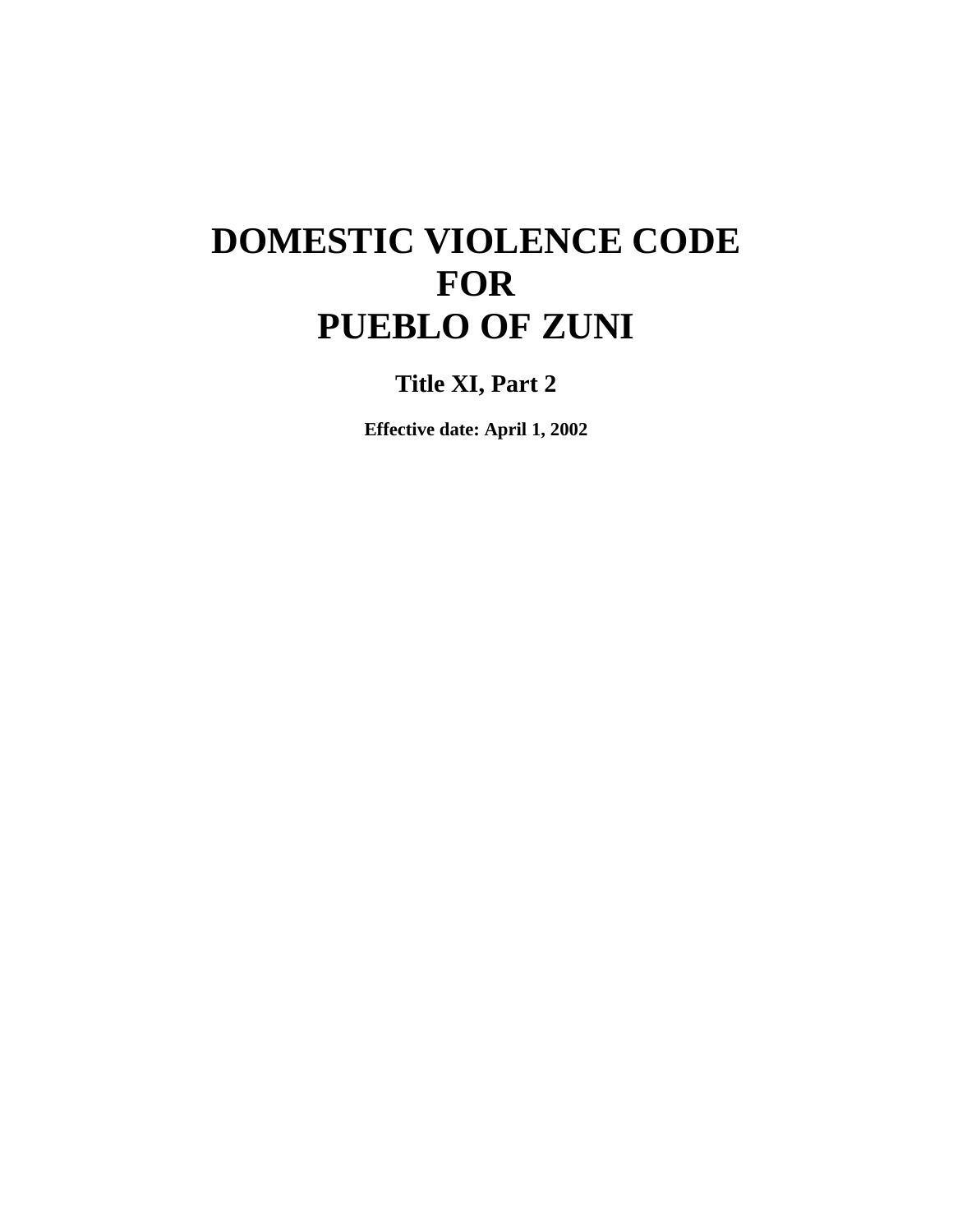# DOMESTIC VIOLENCE CODE FOR PUEBLO OF ZUNI

## Title XI, Part 2

**Effective date: April 1, 2002**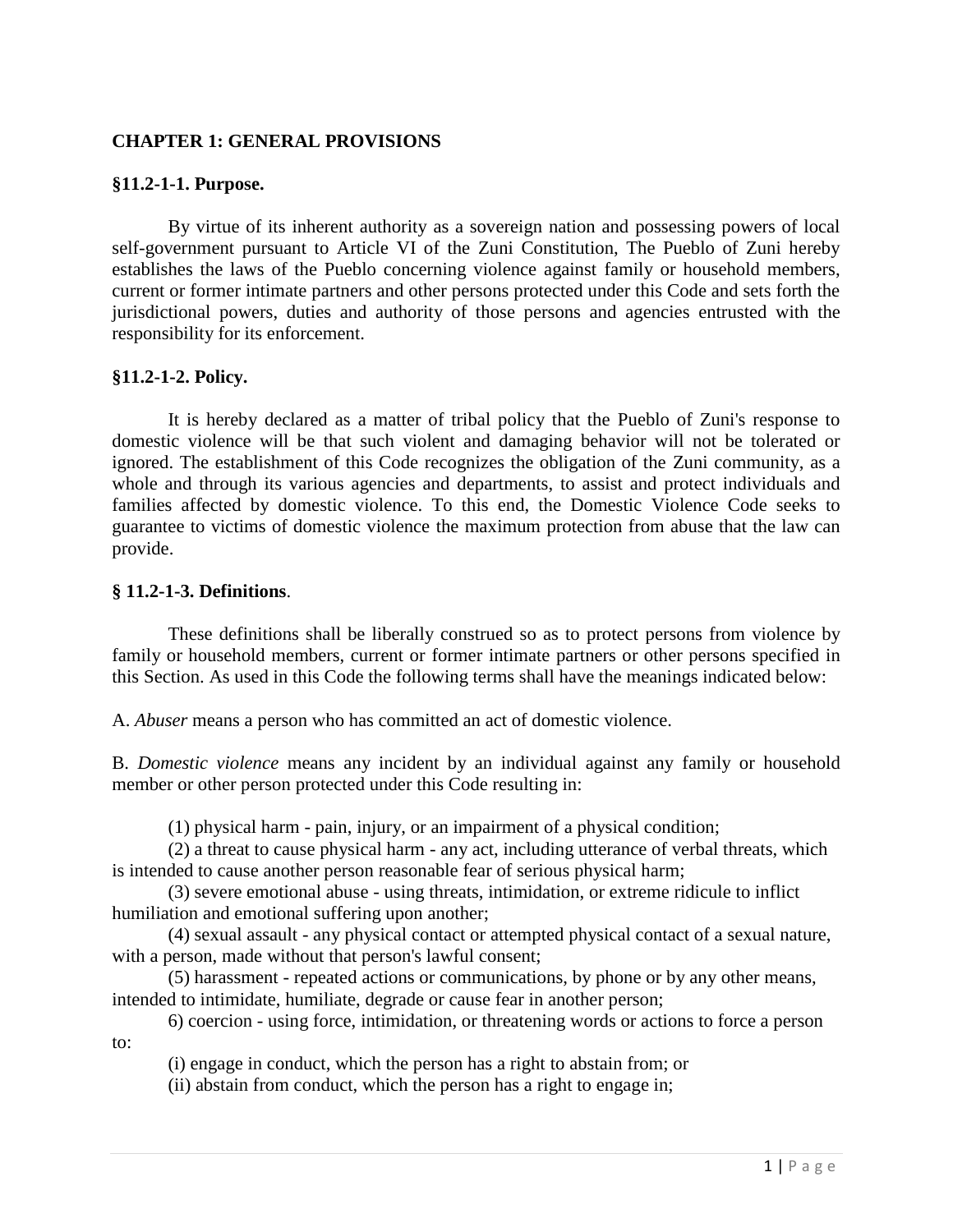## CHAPTER 1: GENERAL PROVISIONS

### §11.2-1-1. Purpose.

By virtue of its inherent authority as a sovereign nation and possessing powers of local self-government pursuant to Article VI of the Zuni Constitution, The Pueblo of Zuni hereby establishes the laws of the Pueblo concerning violence against family or household members, current or former intimate partners and other persons protected under this Code and sets forth the jurisdictional powers, duties and authority of those persons and agencies entrusted with the responsibility for its enforcement.

### §11.2-1-2. Policy.

It is hereby declared as a matter of tribal policy that the Pueblo of Zuni's response to domestic violence will be that such violent and damaging behavior will not be tolerated or ignored. The establishment of this Code recognizes the obligation of the Zuni community, as a whole and through its various agencies and departments, to assist and protect individuals and families affected by domestic violence. To this end, the Domestic Violence Code seeks to guarantee to victims of domestic violence the maximum protection from abuse that the law can provide.

### § 11.2-1-3. Definitions.

These definitions shall be liberally construed so as to protect persons from violence by family or household members, current or former intimate partners or other persons specified in this Section. As used in this Code the following terms shall have the meanings indicated below:

A. *Abuser* means a person who has committed an act of domestic violence.

B. *Domestic violence* means any incident by an individual against any family or household member or other person protected under this Code resulting in:

(1) physical harm - pain, injury, or an impairment of a physical condition;
(2) a threat to cause physical harm - any act, including utterance of verbal threats, which is intended to cause another person reasonable fear of serious physical harm;
(3) severe emotional abuse - using threats, intimidation, or extreme ridicule to inflict humiliation and emotional suffering upon another;
(4) sexual assault - any physical contact or attempted physical contact of a sexual nature, with a person, made without that person's lawful consent;
(5) harassment - repeated actions or communications, by phone or by any other means, intended to intimidate, humiliate, degrade or cause fear in another person;
6) coercion - using force, intimidation, or threatening words or actions to force a person to:
(i) engage in conduct, which the person has a right to abstain from; or
(ii) abstain from conduct, which the person has a right to engage in;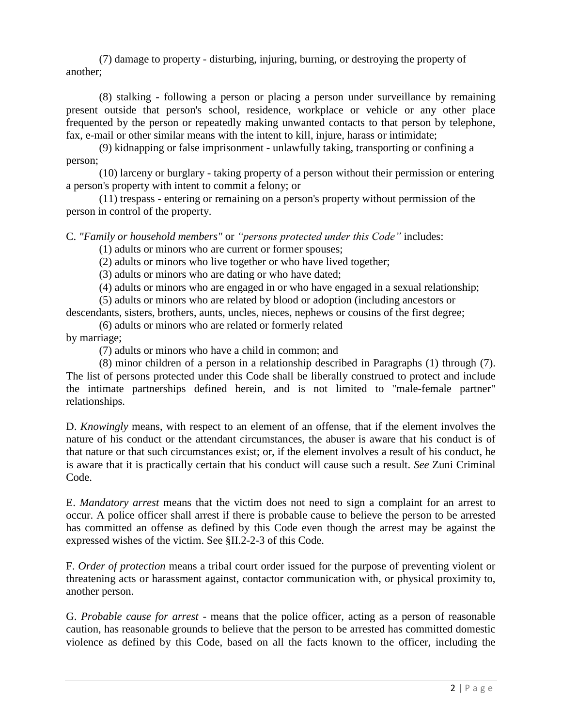(7) damage to property - disturbing, injuring, burning, or destroying the property of another;

(8) stalking - following a person or placing a person under surveillance by remaining present outside that person's school, residence, workplace or vehicle or any other place frequented by the person or repeatedly making unwanted contacts to that person by telephone, fax, e-mail or other similar means with the intent to kill, injure, harass or intimidate;

(9) kidnapping or false imprisonment - unlawfully taking, transporting or confining a person;

(10) larceny or burglary - taking property of a person without their permission or entering a person's property with intent to commit a felony; or

(11) trespass - entering or remaining on a person's property without permission of the person in control of the property.

C. *"Family or household members"* or *"persons protected under this Code"* includes:

(1) adults or minors who are current or former spouses;

(2) adults or minors who live together or who have lived together;

(3) adults or minors who are dating or who have dated;

(4) adults or minors who are engaged in or who have engaged in a sexual relationship;

(5) adults or minors who are related by blood or adoption (including ancestors or descendants, sisters, brothers, aunts, uncles, nieces, nephews or cousins of the first degree;

(6) adults or minors who are related or formerly related by marriage;

(7) adults or minors who have a child in common; and

(8) minor children of a person in a relationship described in Paragraphs (1) through (7). The list of persons protected under this Code shall be liberally construed to protect and include the intimate partnerships defined herein, and is not limited to "male-female partner" relationships.

D. *Knowingly* means, with respect to an element of an offense, that if the element involves the nature of his conduct or the attendant circumstances, the abuser is aware that his conduct is of that nature or that such circumstances exist; or, if the element involves a result of his conduct, he is aware that it is practically certain that his conduct will cause such a result. *See* Zuni Criminal Code.

E. *Mandatory arrest* means that the victim does not need to sign a complaint for an arrest to occur. A police officer shall arrest if there is probable cause to believe the person to be arrested has committed an offense as defined by this Code even though the arrest may be against the expressed wishes of the victim. See §II.2-2-3 of this Code.

F. *Order of protection* means a tribal court order issued for the purpose of preventing violent or threatening acts or harassment against, contactor communication with, or physical proximity to, another person.

G. *Probable cause for arrest* - means that the police officer, acting as a person of reasonable caution, has reasonable grounds to believe that the person to be arrested has committed domestic violence as defined by this Code, based on all the facts known to the officer, including the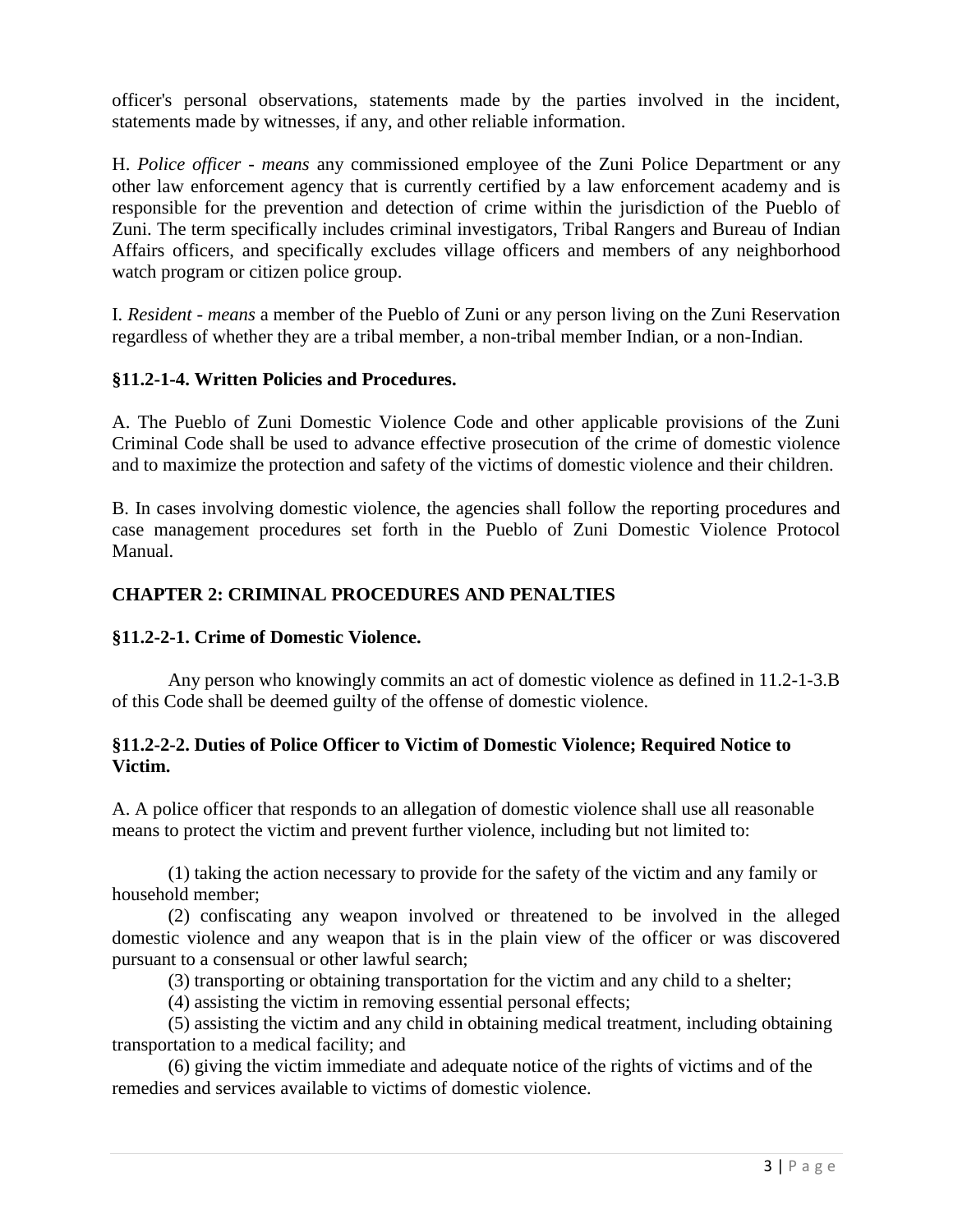officer's personal observations, statements made by the parties involved in the incident, statements made by witnesses, if any, and other reliable information.

H. *Police officer - means* any commissioned employee of the Zuni Police Department or any other law enforcement agency that is currently certified by a law enforcement academy and is responsible for the prevention and detection of crime within the jurisdiction of the Pueblo of Zuni. The term specifically includes criminal investigators, Tribal Rangers and Bureau of Indian Affairs officers, and specifically excludes village officers and members of any neighborhood watch program or citizen police group.

I. *Resident - means* a member of the Pueblo of Zuni or any person living on the Zuni Reservation regardless of whether they are a tribal member, a non-tribal member Indian, or a non-Indian.

### §11.2-1-4. Written Policies and Procedures.

A. The Pueblo of Zuni Domestic Violence Code and other applicable provisions of the Zuni Criminal Code shall be used to advance effective prosecution of the crime of domestic violence and to maximize the protection and safety of the victims of domestic violence and their children.

B. In cases involving domestic violence, the agencies shall follow the reporting procedures and case management procedures set forth in the Pueblo of Zuni Domestic Violence Protocol Manual.

## CHAPTER 2: CRIMINAL PROCEDURES AND PENALTIES

### §11.2-2-1. Crime of Domestic Violence.

Any person who knowingly commits an act of domestic violence as defined in 11.2-1-3.B of this Code shall be deemed guilty of the offense of domestic violence.

### §11.2-2-2. Duties of Police Officer to Victim of Domestic Violence; Required Notice to Victim.

A. A police officer that responds to an allegation of domestic violence shall use all reasonable means to protect the victim and prevent further violence, including but not limited to:

(1) taking the action necessary to provide for the safety of the victim and any family or household member;

(2) confiscating any weapon involved or threatened to be involved in the alleged domestic violence and any weapon that is in the plain view of the officer or was discovered pursuant to a consensual or other lawful search;

(3) transporting or obtaining transportation for the victim and any child to a shelter;

(4) assisting the victim in removing essential personal effects;

(5) assisting the victim and any child in obtaining medical treatment, including obtaining transportation to a medical facility; and

(6) giving the victim immediate and adequate notice of the rights of victims and of the remedies and services available to victims of domestic violence.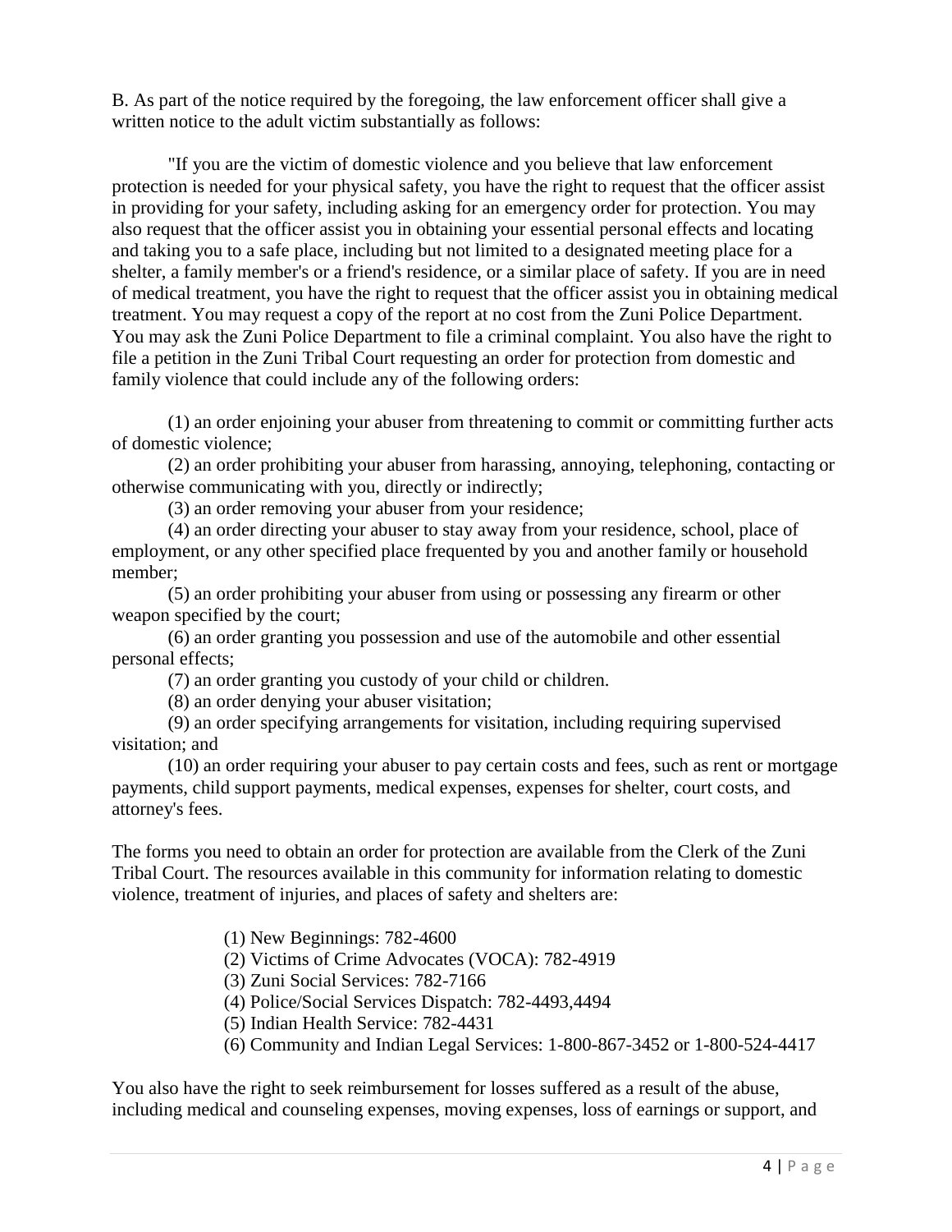B. As part of the notice required by the foregoing, the law enforcement officer shall give a written notice to the adult victim substantially as follows:

"If you are the victim of domestic violence and you believe that law enforcement protection is needed for your physical safety, you have the right to request that the officer assist in providing for your safety, including asking for an emergency order for protection. You may also request that the officer assist you in obtaining your essential personal effects and locating and taking you to a safe place, including but not limited to a designated meeting place for a shelter, a family member's or a friend's residence, or a similar place of safety. If you are in need of medical treatment, you have the right to request that the officer assist you in obtaining medical treatment. You may request a copy of the report at no cost from the Zuni Police Department. You may ask the Zuni Police Department to file a criminal complaint. You also have the right to file a petition in the Zuni Tribal Court requesting an order for protection from domestic and family violence that could include any of the following orders:

(1) an order enjoining your abuser from threatening to commit or committing further acts of domestic violence;
(2) an order prohibiting your abuser from harassing, annoying, telephoning, contacting or otherwise communicating with you, directly or indirectly;
(3) an order removing your abuser from your residence;
(4) an order directing your abuser to stay away from your residence, school, place of employment, or any other specified place frequented by you and another family or household member;
(5) an order prohibiting your abuser from using or possessing any firearm or other weapon specified by the court;
(6) an order granting you possession and use of the automobile and other essential personal effects;
(7) an order granting you custody of your child or children.
(8) an order denying your abuser visitation;
(9) an order specifying arrangements for visitation, including requiring supervised visitation; and
(10) an order requiring your abuser to pay certain costs and fees, such as rent or mortgage payments, child support payments, medical expenses, expenses for shelter, court costs, and attorney's fees.

The forms you need to obtain an order for protection are available from the Clerk of the Zuni Tribal Court. The resources available in this community for information relating to domestic violence, treatment of injuries, and places of safety and shelters are:

(1) New Beginnings: 782-4600
(2) Victims of Crime Advocates (VOCA): 782-4919
(3) Zuni Social Services: 782-7166
(4) Police/Social Services Dispatch: 782-4493,4494
(5) Indian Health Service: 782-4431
(6) Community and Indian Legal Services: 1-800-867-3452 or 1-800-524-4417

You also have the right to seek reimbursement for losses suffered as a result of the abuse, including medical and counseling expenses, moving expenses, loss of earnings or support, and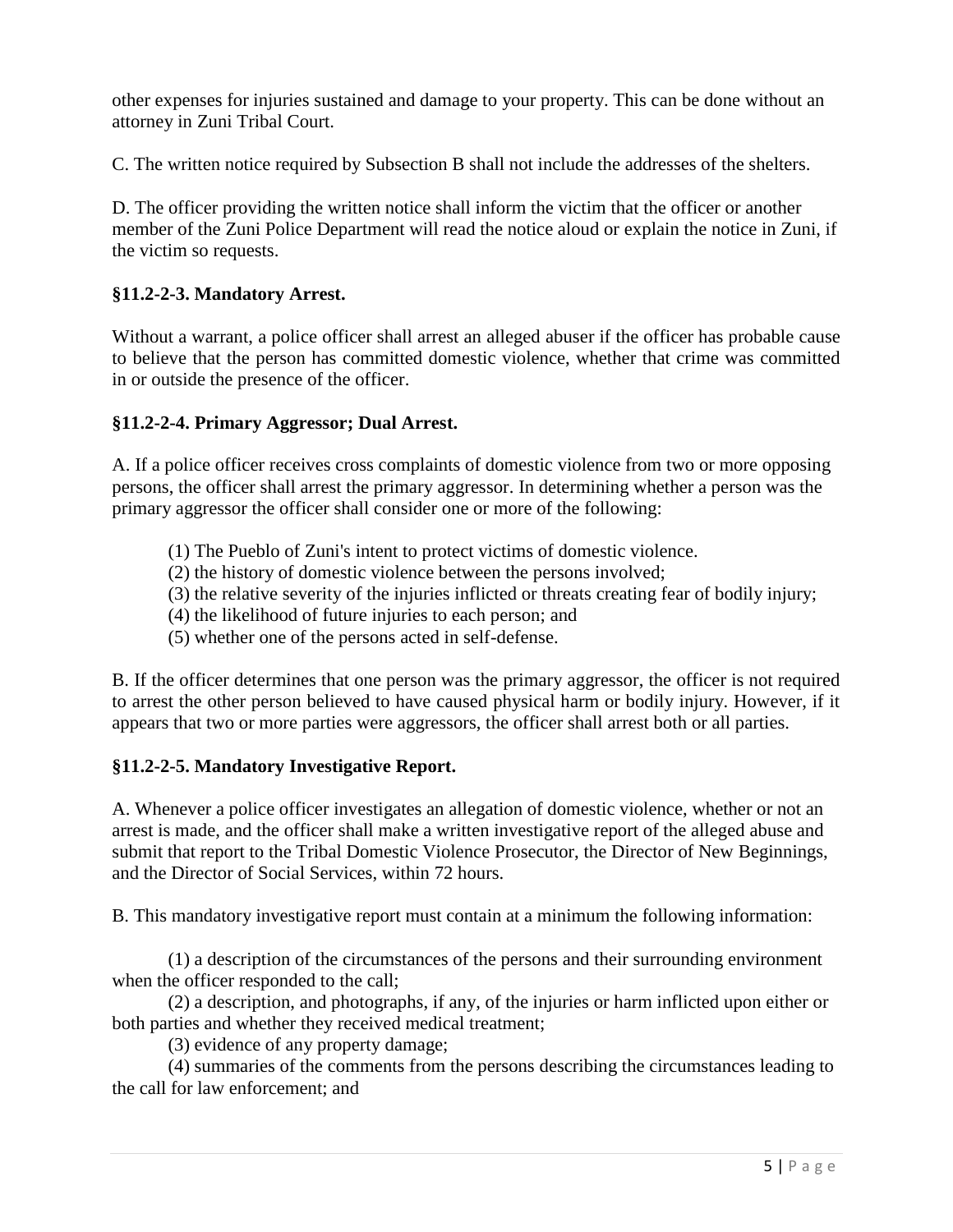other expenses for injuries sustained and damage to your property. This can be done without an attorney in Zuni Tribal Court.

C. The written notice required by Subsection B shall not include the addresses of the shelters.

D. The officer providing the written notice shall inform the victim that the officer or another member of the Zuni Police Department will read the notice aloud or explain the notice in Zuni, if the victim so requests.

### §11.2-2-3. Mandatory Arrest.

Without a warrant, a police officer shall arrest an alleged abuser if the officer has probable cause to believe that the person has committed domestic violence, whether that crime was committed in or outside the presence of the officer.

### §11.2-2-4. Primary Aggressor; Dual Arrest.

A. If a police officer receives cross complaints of domestic violence from two or more opposing persons, the officer shall arrest the primary aggressor. In determining whether a person was the primary aggressor the officer shall consider one or more of the following:

(1) The Pueblo of Zuni's intent to protect victims of domestic violence.
(2) the history of domestic violence between the persons involved;
(3) the relative severity of the injuries inflicted or threats creating fear of bodily injury;
(4) the likelihood of future injuries to each person; and
(5) whether one of the persons acted in self-defense.

B. If the officer determines that one person was the primary aggressor, the officer is not required to arrest the other person believed to have caused physical harm or bodily injury. However, if it appears that two or more parties were aggressors, the officer shall arrest both or all parties.

### §11.2-2-5. Mandatory Investigative Report.

A. Whenever a police officer investigates an allegation of domestic violence, whether or not an arrest is made, and the officer shall make a written investigative report of the alleged abuse and submit that report to the Tribal Domestic Violence Prosecutor, the Director of New Beginnings, and the Director of Social Services, within 72 hours.

B. This mandatory investigative report must contain at a minimum the following information:

(1) a description of the circumstances of the persons and their surrounding environment when the officer responded to the call;
(2) a description, and photographs, if any, of the injuries or harm inflicted upon either or both parties and whether they received medical treatment;
(3) evidence of any property damage;
(4) summaries of the comments from the persons describing the circumstances leading to the call for law enforcement; and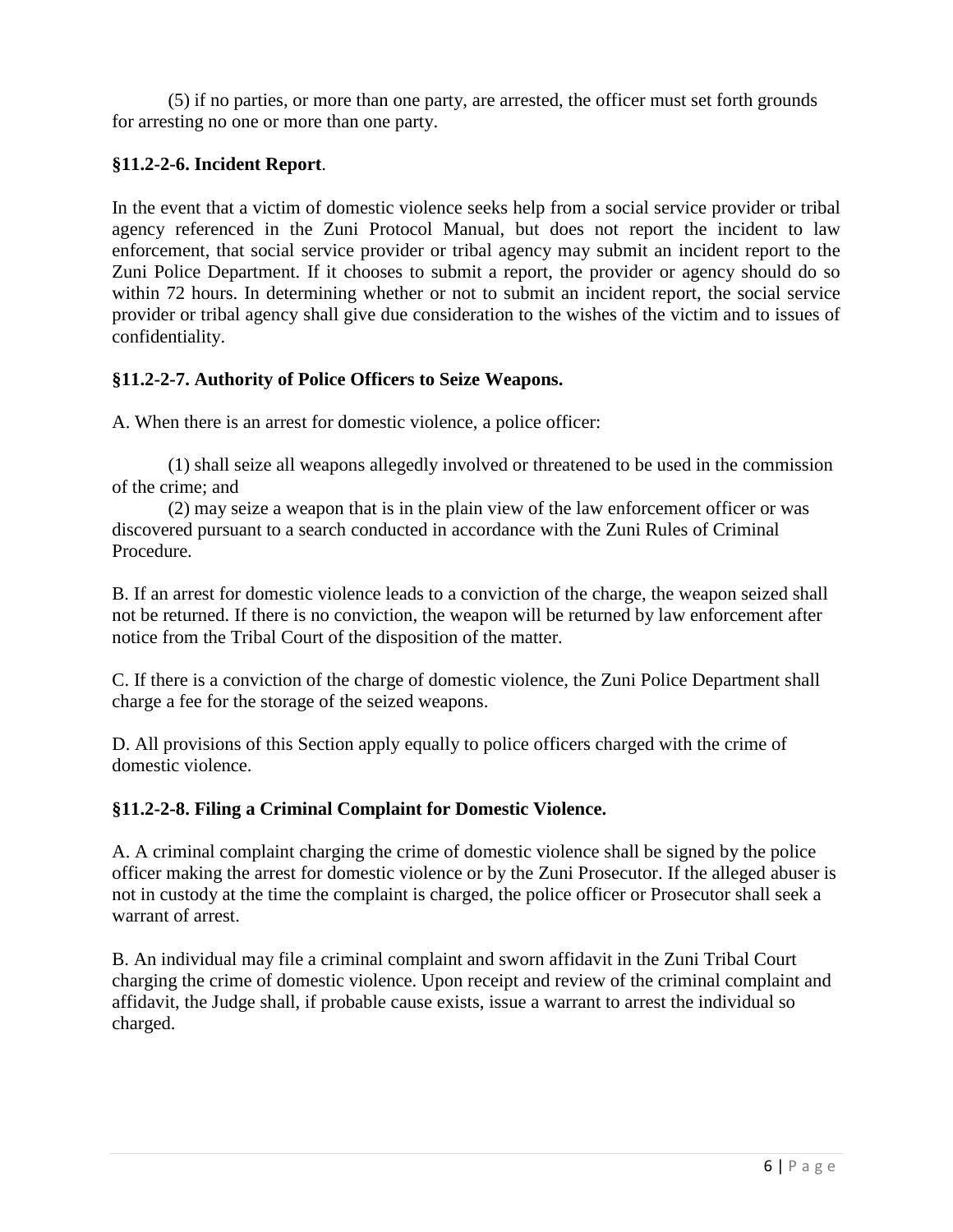(5) if no parties, or more than one party, are arrested, the officer must set forth grounds for arresting no one or more than one party.

**§11.2-2-6. Incident Report**.

In the event that a victim of domestic violence seeks help from a social service provider or tribal agency referenced in the Zuni Protocol Manual, but does not report the incident to law enforcement, that social service provider or tribal agency may submit an incident report to the Zuni Police Department. If it chooses to submit a report, the provider or agency should do so within 72 hours. In determining whether or not to submit an incident report, the social service provider or tribal agency shall give due consideration to the wishes of the victim and to issues of confidentiality.

**§11.2-2-7. Authority of Police Officers to Seize Weapons.**

A. When there is an arrest for domestic violence, a police officer:

(1) shall seize all weapons allegedly involved or threatened to be used in the commission of the crime; and

(2) may seize a weapon that is in the plain view of the law enforcement officer or was discovered pursuant to a search conducted in accordance with the Zuni Rules of Criminal Procedure.

B. If an arrest for domestic violence leads to a conviction of the charge, the weapon seized shall not be returned. If there is no conviction, the weapon will be returned by law enforcement after notice from the Tribal Court of the disposition of the matter.

C. If there is a conviction of the charge of domestic violence, the Zuni Police Department shall charge a fee for the storage of the seized weapons.

D. All provisions of this Section apply equally to police officers charged with the crime of domestic violence.

**§11.2-2-8. Filing a Criminal Complaint for Domestic Violence.**

A. A criminal complaint charging the crime of domestic violence shall be signed by the police officer making the arrest for domestic violence or by the Zuni Prosecutor. If the alleged abuser is not in custody at the time the complaint is charged, the police officer or Prosecutor shall seek a warrant of arrest.

B. An individual may file a criminal complaint and sworn affidavit in the Zuni Tribal Court charging the crime of domestic violence. Upon receipt and review of the criminal complaint and affidavit, the Judge shall, if probable cause exists, issue a warrant to arrest the individual so charged.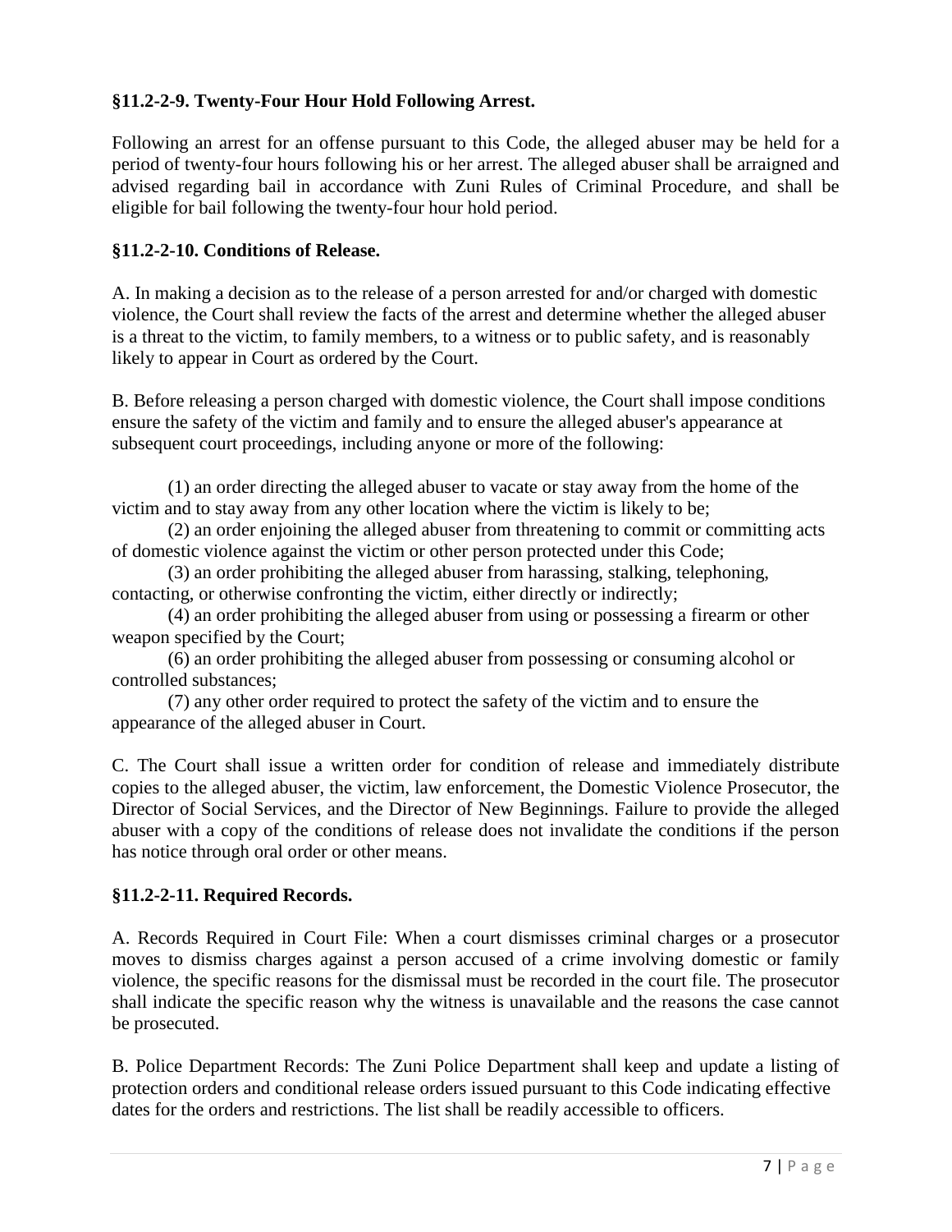### §11.2-2-9. Twenty-Four Hour Hold Following Arrest.

Following an arrest for an offense pursuant to this Code, the alleged abuser may be held for a period of twenty-four hours following his or her arrest. The alleged abuser shall be arraigned and advised regarding bail in accordance with Zuni Rules of Criminal Procedure, and shall be eligible for bail following the twenty-four hour hold period.

### §11.2-2-10. Conditions of Release.

A. In making a decision as to the release of a person arrested for and/or charged with domestic violence, the Court shall review the facts of the arrest and determine whether the alleged abuser is a threat to the victim, to family members, to a witness or to public safety, and is reasonably likely to appear in Court as ordered by the Court.

B. Before releasing a person charged with domestic violence, the Court shall impose conditions ensure the safety of the victim and family and to ensure the alleged abuser's appearance at subsequent court proceedings, including anyone or more of the following:

(1) an order directing the alleged abuser to vacate or stay away from the home of the victim and to stay away from any other location where the victim is likely to be;

(2) an order enjoining the alleged abuser from threatening to commit or committing acts of domestic violence against the victim or other person protected under this Code;

(3) an order prohibiting the alleged abuser from harassing, stalking, telephoning, contacting, or otherwise confronting the victim, either directly or indirectly;

(4) an order prohibiting the alleged abuser from using or possessing a firearm or other weapon specified by the Court;

(6) an order prohibiting the alleged abuser from possessing or consuming alcohol or controlled substances;

(7) any other order required to protect the safety of the victim and to ensure the appearance of the alleged abuser in Court.

C. The Court shall issue a written order for condition of release and immediately distribute copies to the alleged abuser, the victim, law enforcement, the Domestic Violence Prosecutor, the Director of Social Services, and the Director of New Beginnings. Failure to provide the alleged abuser with a copy of the conditions of release does not invalidate the conditions if the person has notice through oral order or other means.

### §11.2-2-11. Required Records.

A. Records Required in Court File: When a court dismisses criminal charges or a prosecutor moves to dismiss charges against a person accused of a crime involving domestic or family violence, the specific reasons for the dismissal must be recorded in the court file. The prosecutor shall indicate the specific reason why the witness is unavailable and the reasons the case cannot be prosecuted.

B. Police Department Records: The Zuni Police Department shall keep and update a listing of protection orders and conditional release orders issued pursuant to this Code indicating effective dates for the orders and restrictions. The list shall be readily accessible to officers.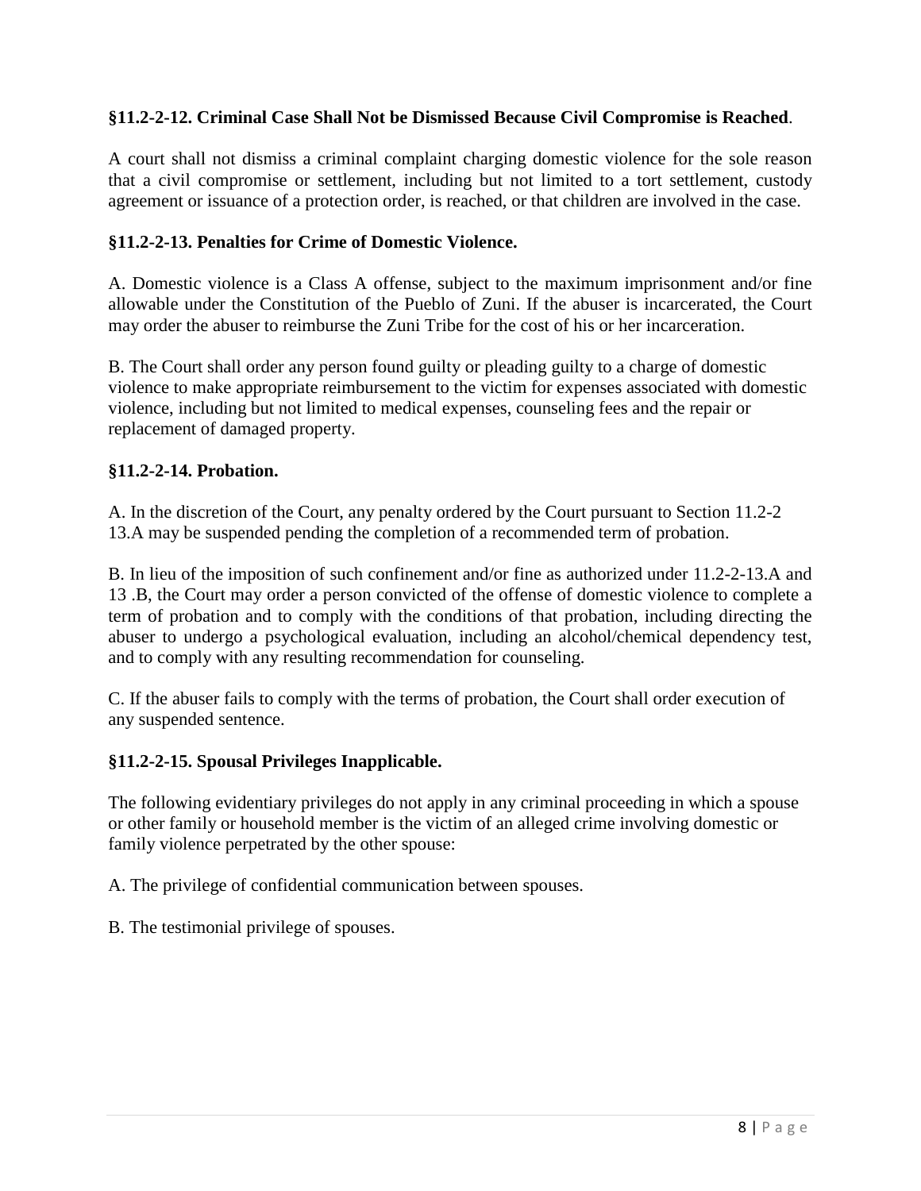**§11.2-2-12. Criminal Case Shall Not be Dismissed Because Civil Compromise is Reached**.

A court shall not dismiss a criminal complaint charging domestic violence for the sole reason that a civil compromise or settlement, including but not limited to a tort settlement, custody agreement or issuance of a protection order, is reached, or that children are involved in the case.

**§11.2-2-13. Penalties for Crime of Domestic Violence.**

A. Domestic violence is a Class A offense, subject to the maximum imprisonment and/or fine allowable under the Constitution of the Pueblo of Zuni. If the abuser is incarcerated, the Court may order the abuser to reimburse the Zuni Tribe for the cost of his or her incarceration.

B. The Court shall order any person found guilty or pleading guilty to a charge of domestic violence to make appropriate reimbursement to the victim for expenses associated with domestic violence, including but not limited to medical expenses, counseling fees and the repair or replacement of damaged property.

**§11.2-2-14. Probation.**

A. In the discretion of the Court, any penalty ordered by the Court pursuant to Section 11.2-2 13.A may be suspended pending the completion of a recommended term of probation.

B. In lieu of the imposition of such confinement and/or fine as authorized under 11.2-2-13.A and 13 .B, the Court may order a person convicted of the offense of domestic violence to complete a term of probation and to comply with the conditions of that probation, including directing the abuser to undergo a psychological evaluation, including an alcohol/chemical dependency test, and to comply with any resulting recommendation for counseling.

C. If the abuser fails to comply with the terms of probation, the Court shall order execution of any suspended sentence.

**§11.2-2-15. Spousal Privileges Inapplicable.**

The following evidentiary privileges do not apply in any criminal proceeding in which a spouse or other family or household member is the victim of an alleged crime involving domestic or family violence perpetrated by the other spouse:

A. The privilege of confidential communication between spouses.

B. The testimonial privilege of spouses.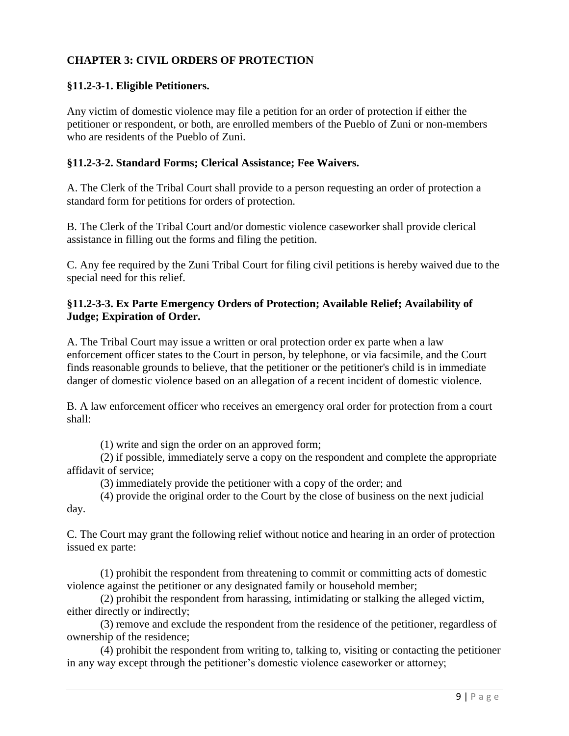## CHAPTER 3: CIVIL ORDERS OF PROTECTION

### §11.2-3-1. Eligible Petitioners.

Any victim of domestic violence may file a petition for an order of protection if either the petitioner or respondent, or both, are enrolled members of the Pueblo of Zuni or non-members who are residents of the Pueblo of Zuni.

### §11.2-3-2. Standard Forms; Clerical Assistance; Fee Waivers.

A. The Clerk of the Tribal Court shall provide to a person requesting an order of protection a standard form for petitions for orders of protection.

B. The Clerk of the Tribal Court and/or domestic violence caseworker shall provide clerical assistance in filling out the forms and filing the petition.

C. Any fee required by the Zuni Tribal Court for filing civil petitions is hereby waived due to the special need for this relief.

### §11.2-3-3. Ex Parte Emergency Orders of Protection; Available Relief; Availability of Judge; Expiration of Order.

A. The Tribal Court may issue a written or oral protection order ex parte when a law enforcement officer states to the Court in person, by telephone, or via facsimile, and the Court finds reasonable grounds to believe, that the petitioner or the petitioner's child is in immediate danger of domestic violence based on an allegation of a recent incident of domestic violence.

B. A law enforcement officer who receives an emergency oral order for protection from a court shall:

(1) write and sign the order on an approved form;
(2) if possible, immediately serve a copy on the respondent and complete the appropriate affidavit of service;
(3) immediately provide the petitioner with a copy of the order; and
(4) provide the original order to the Court by the close of business on the next judicial day.

C. The Court may grant the following relief without notice and hearing in an order of protection issued ex parte:

(1) prohibit the respondent from threatening to commit or committing acts of domestic violence against the petitioner or any designated family or household member;
(2) prohibit the respondent from harassing, intimidating or stalking the alleged victim, either directly or indirectly;
(3) remove and exclude the respondent from the residence of the petitioner, regardless of ownership of the residence;
(4) prohibit the respondent from writing to, talking to, visiting or contacting the petitioner in any way except through the petitioner's domestic violence caseworker or attorney;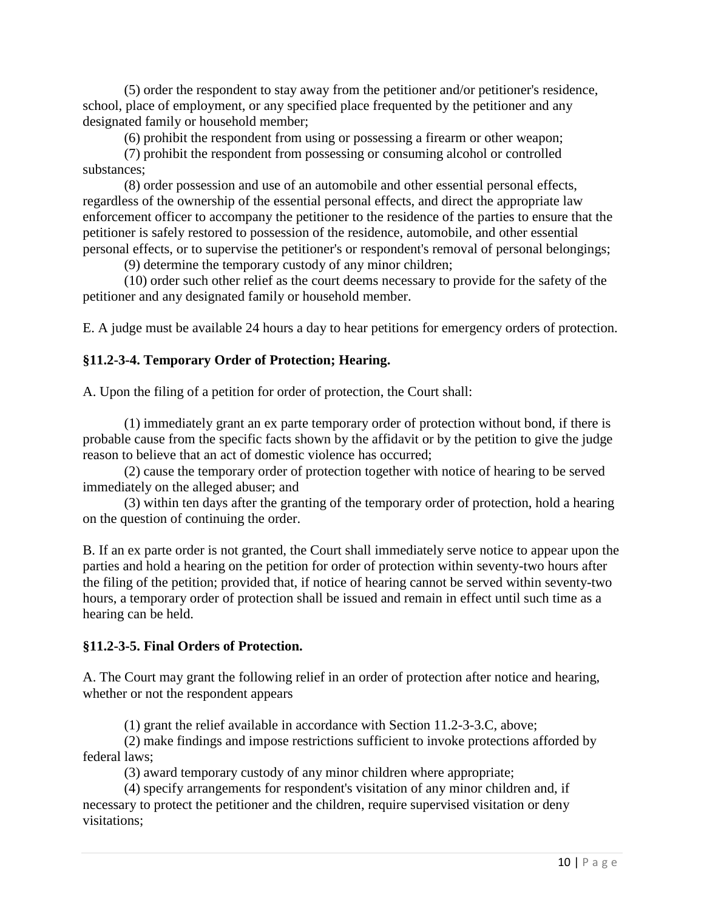(5) order the respondent to stay away from the petitioner and/or petitioner's residence, school, place of employment, or any specified place frequented by the petitioner and any designated family or household member;

(6) prohibit the respondent from using or possessing a firearm or other weapon;

(7) prohibit the respondent from possessing or consuming alcohol or controlled substances;

(8) order possession and use of an automobile and other essential personal effects, regardless of the ownership of the essential personal effects, and direct the appropriate law enforcement officer to accompany the petitioner to the residence of the parties to ensure that the petitioner is safely restored to possession of the residence, automobile, and other essential personal effects, or to supervise the petitioner's or respondent's removal of personal belongings;

(9) determine the temporary custody of any minor children;

(10) order such other relief as the court deems necessary to provide for the safety of the petitioner and any designated family or household member.

E. A judge must be available 24 hours a day to hear petitions for emergency orders of protection.

### §11.2-3-4. Temporary Order of Protection; Hearing.

A. Upon the filing of a petition for order of protection, the Court shall:

(1) immediately grant an ex parte temporary order of protection without bond, if there is probable cause from the specific facts shown by the affidavit or by the petition to give the judge reason to believe that an act of domestic violence has occurred;

(2) cause the temporary order of protection together with notice of hearing to be served immediately on the alleged abuser; and

(3) within ten days after the granting of the temporary order of protection, hold a hearing on the question of continuing the order.

B. If an ex parte order is not granted, the Court shall immediately serve notice to appear upon the parties and hold a hearing on the petition for order of protection within seventy-two hours after the filing of the petition; provided that, if notice of hearing cannot be served within seventy-two hours, a temporary order of protection shall be issued and remain in effect until such time as a hearing can be held.

### §11.2-3-5. Final Orders of Protection.

A. The Court may grant the following relief in an order of protection after notice and hearing, whether or not the respondent appears

(1) grant the relief available in accordance with Section 11.2-3-3.C, above;

(2) make findings and impose restrictions sufficient to invoke protections afforded by federal laws;

(3) award temporary custody of any minor children where appropriate;

(4) specify arrangements for respondent's visitation of any minor children and, if necessary to protect the petitioner and the children, require supervised visitation or deny visitations;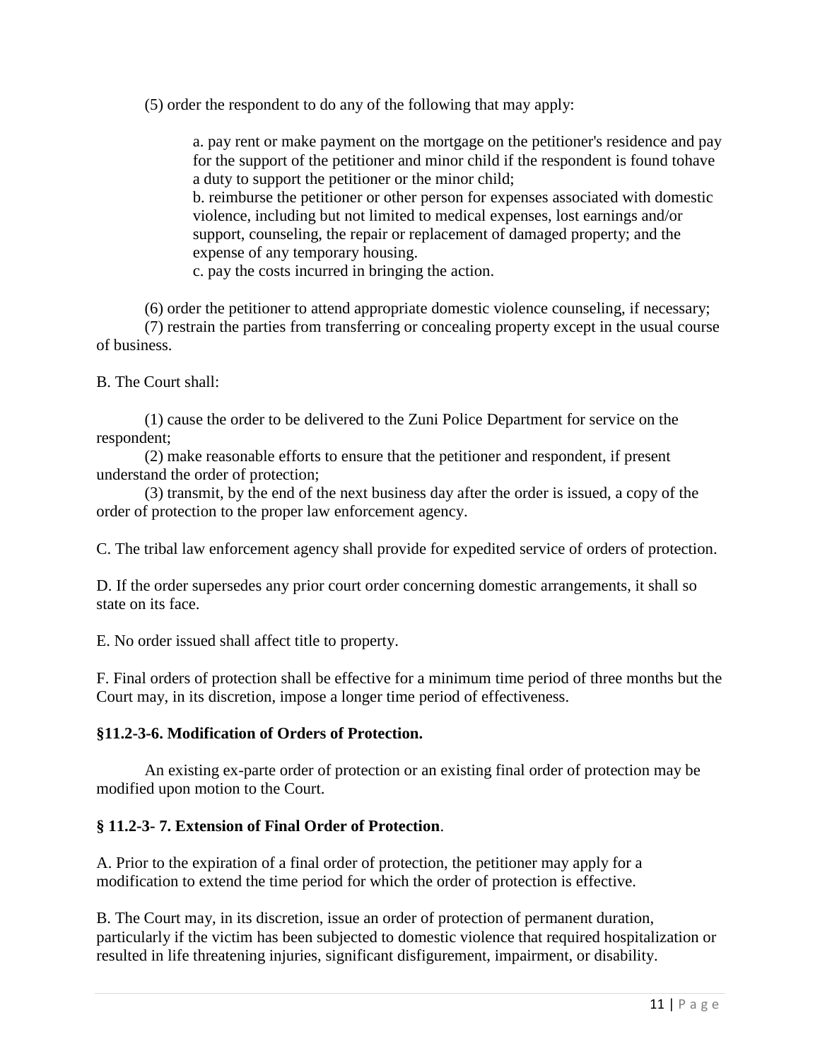(5) order the respondent to do any of the following that may apply:

> a. pay rent or make payment on the mortgage on the petitioner's residence and pay for the support of the petitioner and minor child if the respondent is found tohave a duty to support the petitioner or the minor child;
> b. reimburse the petitioner or other person for expenses associated with domestic violence, including but not limited to medical expenses, lost earnings and/or support, counseling, the repair or replacement of damaged property; and the expense of any temporary housing.
> c. pay the costs incurred in bringing the action.

(6) order the petitioner to attend appropriate domestic violence counseling, if necessary;
(7) restrain the parties from transferring or concealing property except in the usual course of business.

B. The Court shall:

(1) cause the order to be delivered to the Zuni Police Department for service on the respondent;
(2) make reasonable efforts to ensure that the petitioner and respondent, if present understand the order of protection;
(3) transmit, by the end of the next business day after the order is issued, a copy of the order of protection to the proper law enforcement agency.

C. The tribal law enforcement agency shall provide for expedited service of orders of protection.

D. If the order supersedes any prior court order concerning domestic arrangements, it shall so state on its face.

E. No order issued shall affect title to property.

F. Final orders of protection shall be effective for a minimum time period of three months but the Court may, in its discretion, impose a longer time period of effectiveness.

**§11.2-3-6. Modification of Orders of Protection.**

An existing ex-parte order of protection or an existing final order of protection may be modified upon motion to the Court.

**§ 11.2-3- 7. Extension of Final Order of Protection**.

A. Prior to the expiration of a final order of protection, the petitioner may apply for a modification to extend the time period for which the order of protection is effective.

B. The Court may, in its discretion, issue an order of protection of permanent duration, particularly if the victim has been subjected to domestic violence that required hospitalization or resulted in life threatening injuries, significant disfigurement, impairment, or disability.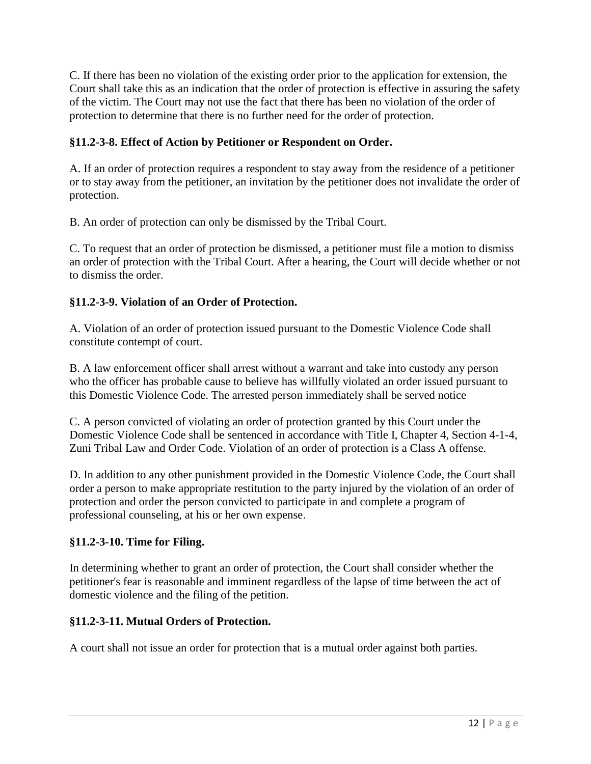C. If there has been no violation of the existing order prior to the application for extension, the Court shall take this as an indication that the order of protection is effective in assuring the safety of the victim. The Court may not use the fact that there has been no violation of the order of protection to determine that there is no further need for the order of protection.

**§11.2-3-8. Effect of Action by Petitioner or Respondent on Order.**

A. If an order of protection requires a respondent to stay away from the residence of a petitioner or to stay away from the petitioner, an invitation by the petitioner does not invalidate the order of protection.

B. An order of protection can only be dismissed by the Tribal Court.

C. To request that an order of protection be dismissed, a petitioner must file a motion to dismiss an order of protection with the Tribal Court. After a hearing, the Court will decide whether or not to dismiss the order.

**§11.2-3-9. Violation of an Order of Protection.**

A. Violation of an order of protection issued pursuant to the Domestic Violence Code shall constitute contempt of court.

B. A law enforcement officer shall arrest without a warrant and take into custody any person who the officer has probable cause to believe has willfully violated an order issued pursuant to this Domestic Violence Code. The arrested person immediately shall be served notice

C. A person convicted of violating an order of protection granted by this Court under the Domestic Violence Code shall be sentenced in accordance with Title I, Chapter 4, Section 4-1-4, Zuni Tribal Law and Order Code. Violation of an order of protection is a Class A offense.

D. In addition to any other punishment provided in the Domestic Violence Code, the Court shall order a person to make appropriate restitution to the party injured by the violation of an order of protection and order the person convicted to participate in and complete a program of professional counseling, at his or her own expense.

**§11.2-3-10. Time for Filing.**

In determining whether to grant an order of protection, the Court shall consider whether the petitioner's fear is reasonable and imminent regardless of the lapse of time between the act of domestic violence and the filing of the petition.

**§11.2-3-11. Mutual Orders of Protection.**

A court shall not issue an order for protection that is a mutual order against both parties.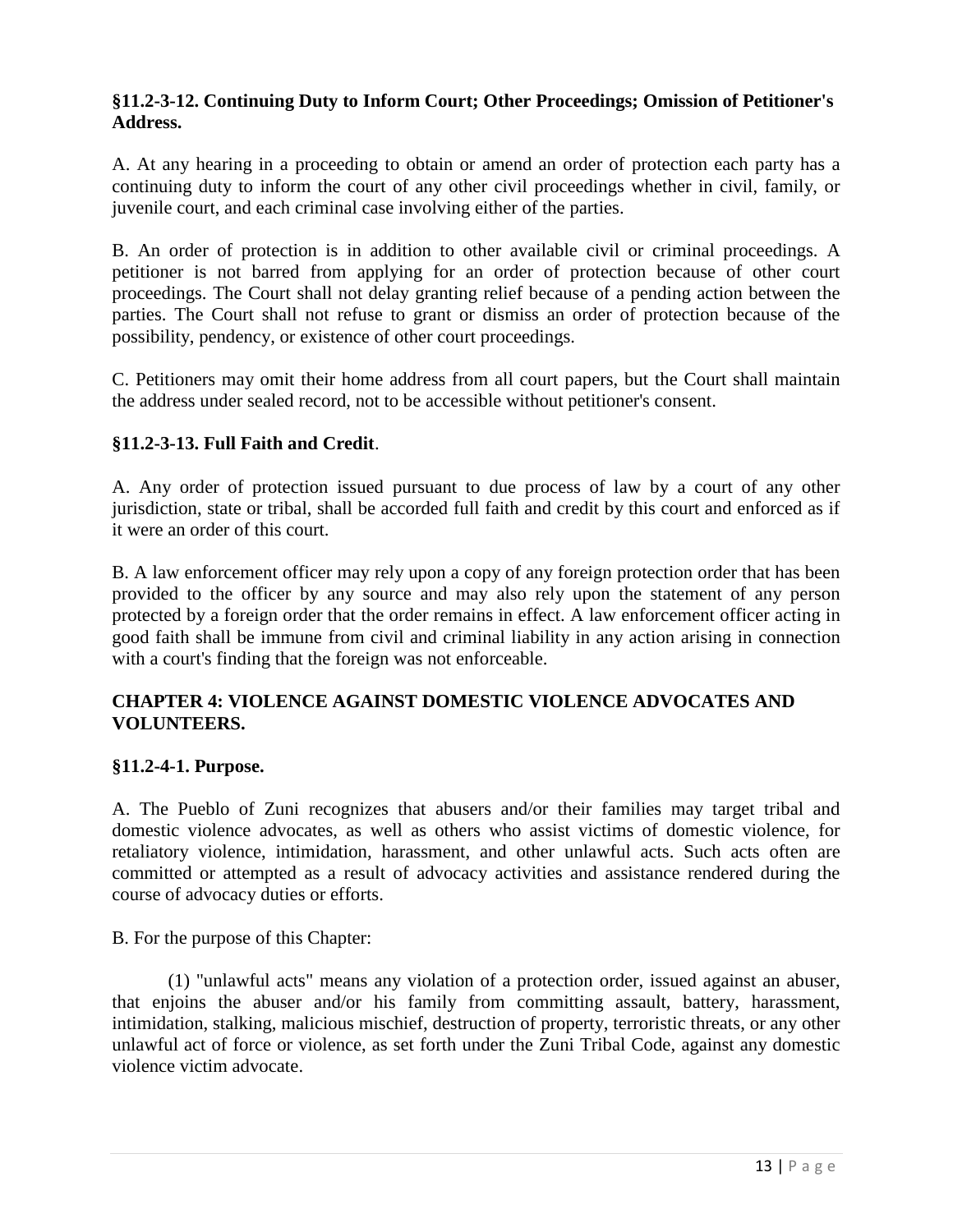**§11.2-3-12. Continuing Duty to Inform Court; Other Proceedings; Omission of Petitioner's Address.**

A. At any hearing in a proceeding to obtain or amend an order of protection each party has a continuing duty to inform the court of any other civil proceedings whether in civil, family, or juvenile court, and each criminal case involving either of the parties.

B. An order of protection is in addition to other available civil or criminal proceedings. A petitioner is not barred from applying for an order of protection because of other court proceedings. The Court shall not delay granting relief because of a pending action between the parties. The Court shall not refuse to grant or dismiss an order of protection because of the possibility, pendency, or existence of other court proceedings.

C. Petitioners may omit their home address from all court papers, but the Court shall maintain the address under sealed record, not to be accessible without petitioner's consent.

**§11.2-3-13. Full Faith and Credit**.

A. Any order of protection issued pursuant to due process of law by a court of any other jurisdiction, state or tribal, shall be accorded full faith and credit by this court and enforced as if it were an order of this court.

B. A law enforcement officer may rely upon a copy of any foreign protection order that has been provided to the officer by any source and may also rely upon the statement of any person protected by a foreign order that the order remains in effect. A law enforcement officer acting in good faith shall be immune from civil and criminal liability in any action arising in connection with a court's finding that the foreign was not enforceable.

**CHAPTER 4: VIOLENCE AGAINST DOMESTIC VIOLENCE ADVOCATES AND VOLUNTEERS.**

**§11.2-4-1. Purpose.**

A. The Pueblo of Zuni recognizes that abusers and/or their families may target tribal and domestic violence advocates, as well as others who assist victims of domestic violence, for retaliatory violence, intimidation, harassment, and other unlawful acts. Such acts often are committed or attempted as a result of advocacy activities and assistance rendered during the course of advocacy duties or efforts.

B. For the purpose of this Chapter:

(1) "unlawful acts" means any violation of a protection order, issued against an abuser, that enjoins the abuser and/or his family from committing assault, battery, harassment, intimidation, stalking, malicious mischief, destruction of property, terroristic threats, or any other unlawful act of force or violence, as set forth under the Zuni Tribal Code, against any domestic violence victim advocate.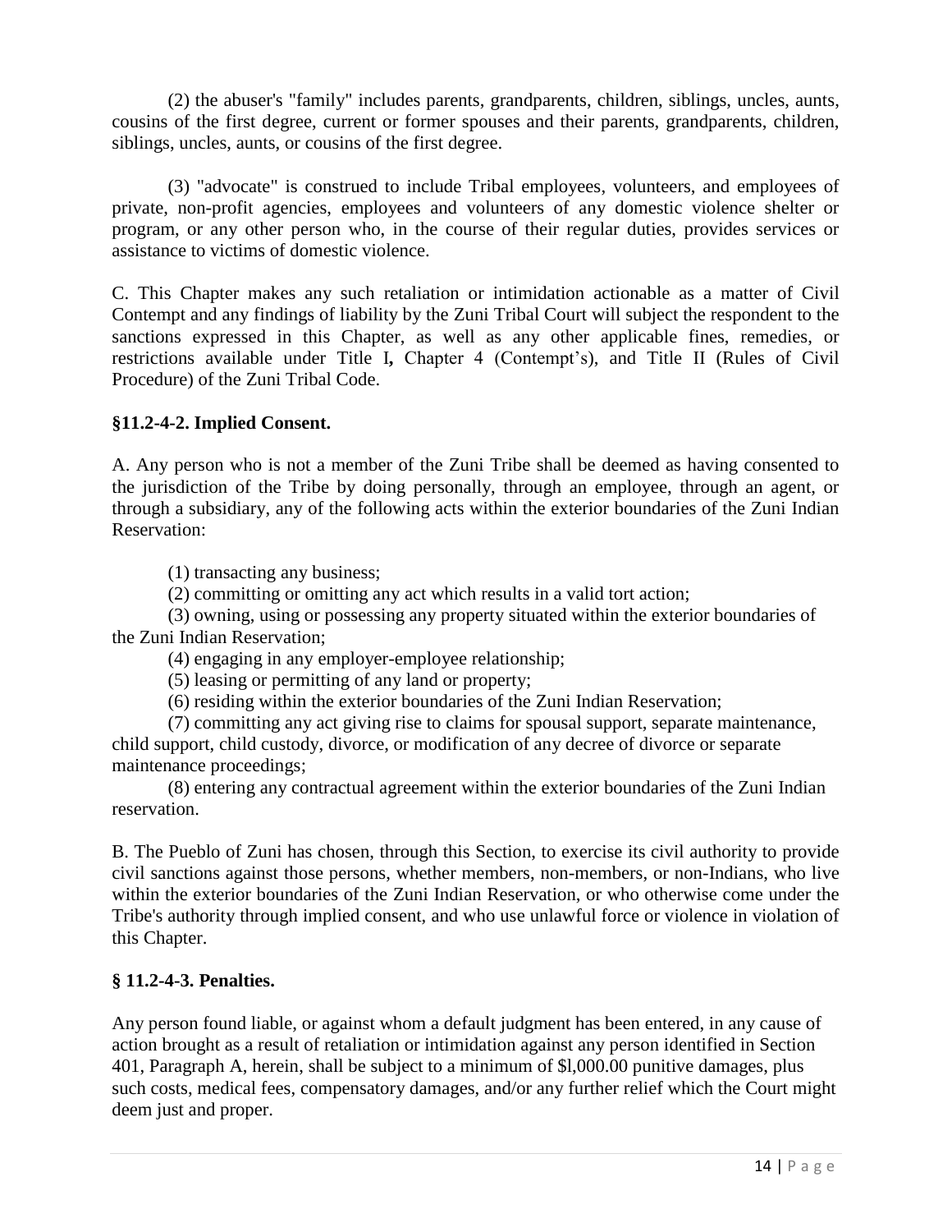(2) the abuser's "family" includes parents, grandparents, children, siblings, uncles, aunts, cousins of the first degree, current or former spouses and their parents, grandparents, children, siblings, uncles, aunts, or cousins of the first degree.

(3) "advocate" is construed to include Tribal employees, volunteers, and employees of private, non-profit agencies, employees and volunteers of any domestic violence shelter or program, or any other person who, in the course of their regular duties, provides services or assistance to victims of domestic violence.

C. This Chapter makes any such retaliation or intimidation actionable as a matter of Civil Contempt and any findings of liability by the Zuni Tribal Court will subject the respondent to the sanctions expressed in this Chapter, as well as any other applicable fines, remedies, or restrictions available under Title I**,** Chapter 4 (Contempt's), and Title II (Rules of Civil Procedure) of the Zuni Tribal Code.

### §11.2-4-2. Implied Consent.

A. Any person who is not a member of the Zuni Tribe shall be deemed as having consented to the jurisdiction of the Tribe by doing personally, through an employee, through an agent, or through a subsidiary, any of the following acts within the exterior boundaries of the Zuni Indian Reservation:

(1) transacting any business;

(2) committing or omitting any act which results in a valid tort action;

(3) owning, using or possessing any property situated within the exterior boundaries of the Zuni Indian Reservation;

(4) engaging in any employer-employee relationship;

(5) leasing or permitting of any land or property;

(6) residing within the exterior boundaries of the Zuni Indian Reservation;

(7) committing any act giving rise to claims for spousal support, separate maintenance, child support, child custody, divorce, or modification of any decree of divorce or separate maintenance proceedings;

(8) entering any contractual agreement within the exterior boundaries of the Zuni Indian reservation.

B. The Pueblo of Zuni has chosen, through this Section, to exercise its civil authority to provide civil sanctions against those persons, whether members, non-members, or non-Indians, who live within the exterior boundaries of the Zuni Indian Reservation, or who otherwise come under the Tribe's authority through implied consent, and who use unlawful force or violence in violation of this Chapter.

### § 11.2-4-3. Penalties.

Any person found liable, or against whom a default judgment has been entered, in any cause of action brought as a result of retaliation or intimidation against any person identified in Section 401, Paragraph A, herein, shall be subject to a minimum of $l,000.00 punitive damages, plus such costs, medical fees, compensatory damages, and/or any further relief which the Court might deem just and proper.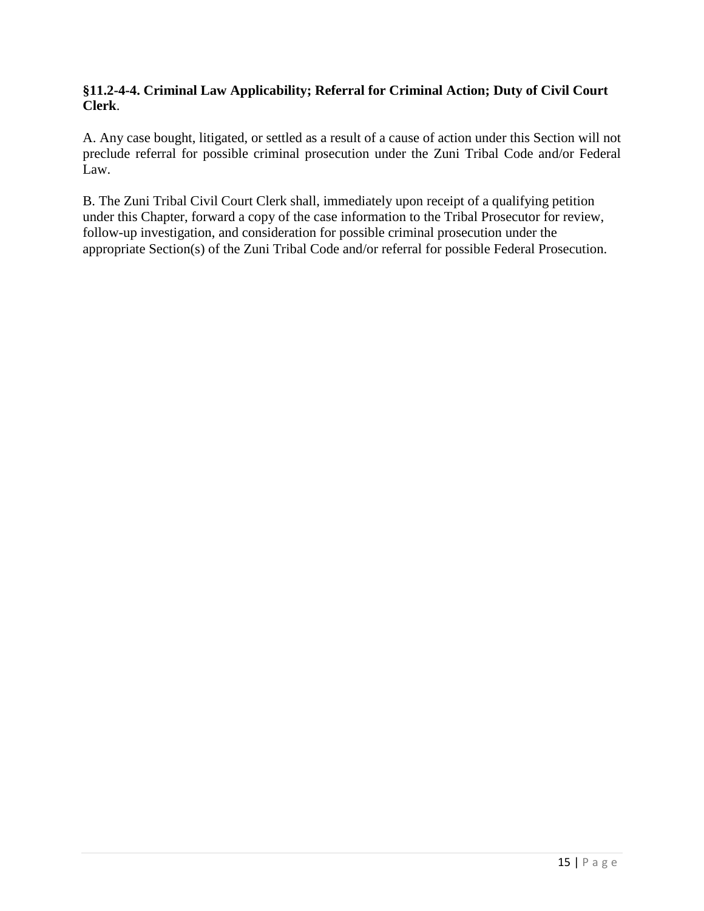**§11.2-4-4. Criminal Law Applicability; Referral for Criminal Action; Duty of Civil Court Clerk**.

A. Any case bought, litigated, or settled as a result of a cause of action under this Section will not preclude referral for possible criminal prosecution under the Zuni Tribal Code and/or Federal Law.

B. The Zuni Tribal Civil Court Clerk shall, immediately upon receipt of a qualifying petition under this Chapter, forward a copy of the case information to the Tribal Prosecutor for review, follow-up investigation, and consideration for possible criminal prosecution under the appropriate Section(s) of the Zuni Tribal Code and/or referral for possible Federal Prosecution.